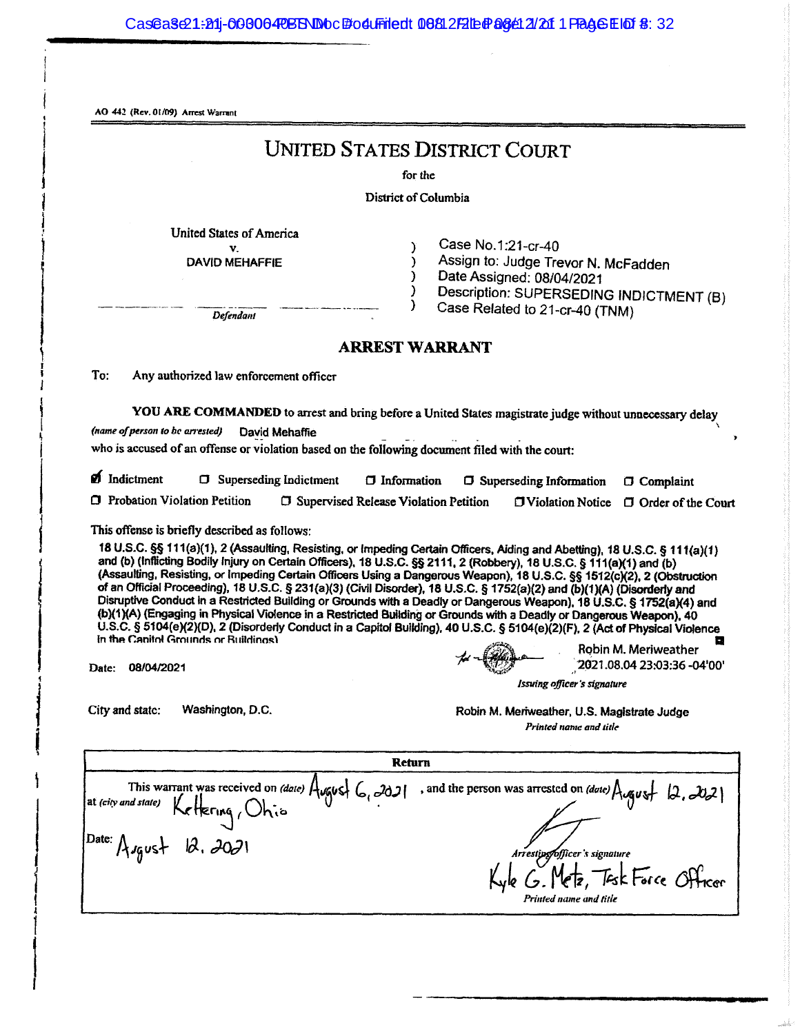AO 442 (Rev. 01/09) Arrest Warrant

# UNITED STATES DISTRICT COURT

for the

District of Columbia

United States of America
v.
DAVID MEHAFFIE

*Defendant*

Case No.1:21-cr-40
Assign to: Judge Trevor N. McFadden
Date Assigned: 08/04/2021
Description: SUPERSEDING INDICTMENT (B)
Case Related to 21-cr-40 (TNM)

## ARREST WARRANT

To: Any authorized law enforcement officer

**YOU ARE COMMANDED** to arrest and bring before a United States magistrate judge without unnecessary delay

*(name of person to be arrested)* David Mehaffie

who is accused of an offense or violation based on the following document filed with the court:

☑ Indictment ☐ Superseding Indictment ☐ Information ☐ Superseding Information ☐ Complaint
☐ Probation Violation Petition ☐ Supervised Release Violation Petition ☐ Violation Notice ☐ Order of the Court

This offense is briefly described as follows:

18 U.S.C. §§ 111(a)(1), 2 (Assaulting, Resisting, or Impeding Certain Officers, Aiding and Abetting), 18 U.S.C. § 111(a)(1) and (b) (Inflicting Bodily Injury on Certain Officers), 18 U.S.C. §§ 2111, 2 (Robbery), 18 U.S.C. § 111(a)(1) and (b) (Assaulting, Resisting, or Impeding Certain Officers Using a Dangerous Weapon), 18 U.S.C. §§ 1512(c)(2), 2 (Obstruction of an Official Proceeding), 18 U.S.C. § 231(a)(3) (Civil Disorder), 18 U.S.C. § 1752(a)(2) and (b)(1)(A) (Disorderly and Disruptive Conduct in a Restricted Building or Grounds with a Deadly or Dangerous Weapon), 18 U.S.C. § 1752(a)(4) and (b)(1)(A) (Engaging in Physical Violence in a Restricted Building or Grounds with a Deadly or Dangerous Weapon), 40 U.S.C. § 5104(e)(2)(D), 2 (Disorderly Conduct in a Capitol Building), 40 U.S.C. § 5104(e)(2)(F), 2 (Act of Physical Violence in the Capitol Grounds or Buildings)

Date: 08/04/2021

Robin M. Meriweather
2021.08.04 23:03:36 -04'00'
*Issuing officer's signature*

City and state: Washington, D.C.

Robin M. Meriweather, U.S. Magistrate Judge
*Printed name and title*

### Return

This warrant was received on *(date)* August 6, 2021, and the person was arrested on *(date)* August 12, 2021 at *(city and state)* Kettering, Ohio

Date: August 12, 2021

*Arresting officer's signature*

Kyle G. Metz, Task Force Officer
*Printed name and title*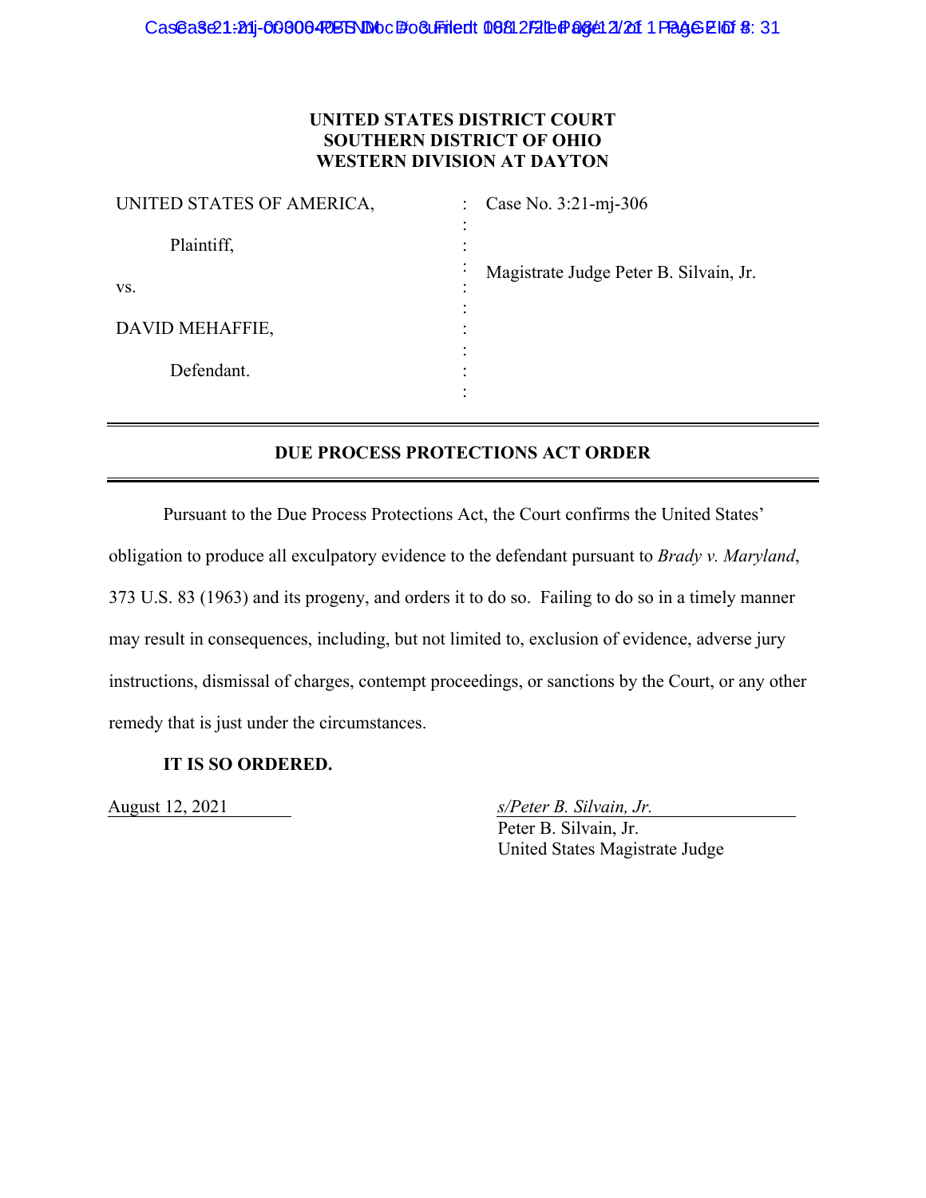**UNITED STATES DISTRICT COURT**
**SOUTHERN DISTRICT OF OHIO**
**WESTERN DIVISION AT DAYTON**

| | | |
|---|---|---|
| UNITED STATES OF AMERICA, | : | Case No. 3:21-mj-306 |
| Plaintiff, | : | |
| vs. | : | Magistrate Judge Peter B. Silvain, Jr. |
| DAVID MEHAFFIE, | : | |
| Defendant. | : | |

## DUE PROCESS PROTECTIONS ACT ORDER

Pursuant to the Due Process Protections Act, the Court confirms the United States' obligation to produce all exculpatory evidence to the defendant pursuant to *Brady v. Maryland*, 373 U.S. 83 (1963) and its progeny, and orders it to do so. Failing to do so in a timely manner may result in consequences, including, but not limited to, exclusion of evidence, adverse jury instructions, dismissal of charges, contempt proceedings, or sanctions by the Court, or any other remedy that is just under the circumstances.

**IT IS SO ORDERED.**

August 12, 2021

*s/Peter B. Silvain, Jr.*
Peter B. Silvain, Jr.
United States Magistrate Judge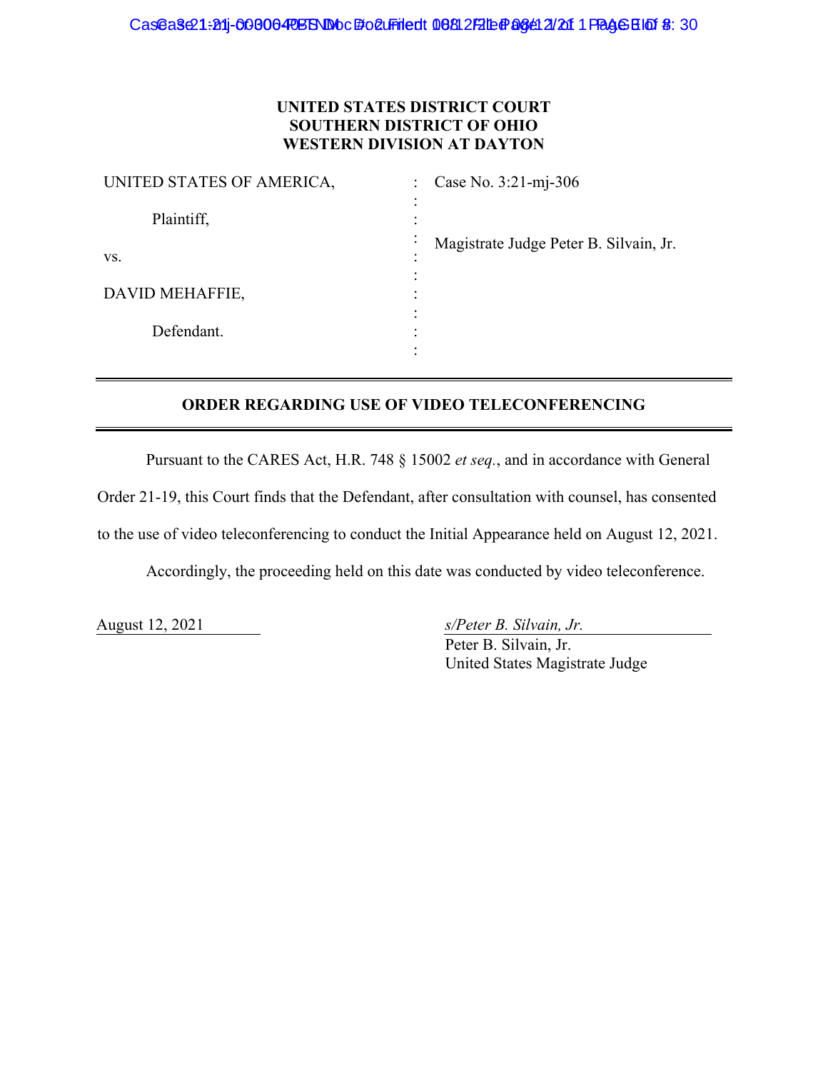**UNITED STATES DISTRICT COURT**
**SOUTHERN DISTRICT OF OHIO**
**WESTERN DIVISION AT DAYTON**

| | | |
|---|---|---|
| UNITED STATES OF AMERICA, | : | Case No. 3:21-mj-306 |
| Plaintiff, | : | |
| vs. | : | Magistrate Judge Peter B. Silvain, Jr. |
| DAVID MEHAFFIE, | : | |
| Defendant. | : | |

## ORDER REGARDING USE OF VIDEO TELECONFERENCING

Pursuant to the CARES Act, H.R. 748 § 15002 *et seq.*, and in accordance with General Order 21-19, this Court finds that the Defendant, after consultation with counsel, has consented to the use of video teleconferencing to conduct the Initial Appearance held on August 12, 2021.

Accordingly, the proceeding held on this date was conducted by video teleconference.

August 12, 2021

*s/Peter B. Silvain, Jr.*
Peter B. Silvain, Jr.
United States Magistrate Judge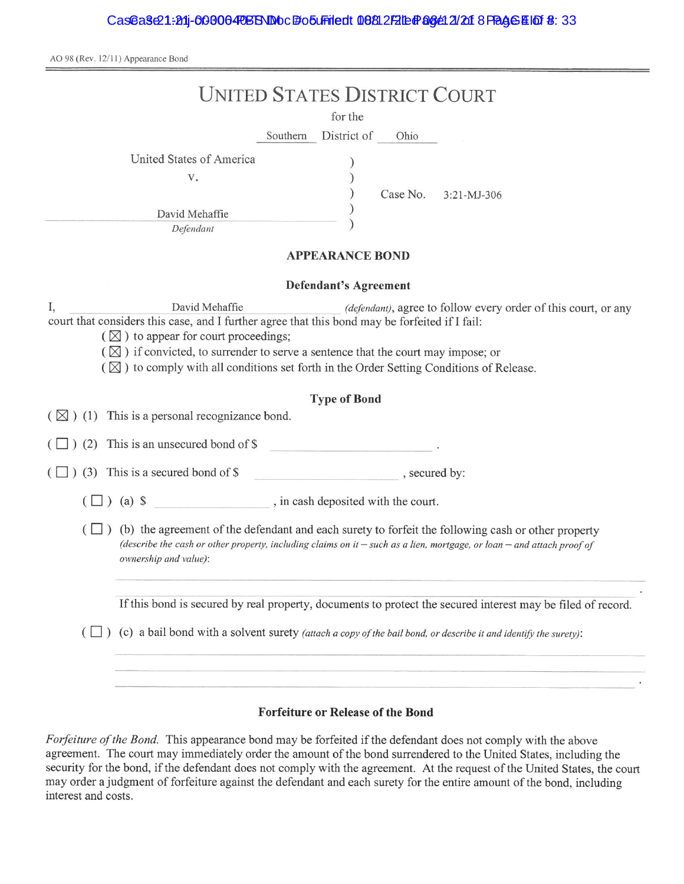AO 98 (Rev. 12/11) Appearance Bond

# UNITED STATES DISTRICT COURT

for the

Southern District of Ohio

United States of America
v.
David Mehaffie
*Defendant*

Case No. 3:21-MJ-306

## APPEARANCE BOND

### Defendant's Agreement

I, David Mehaffie *(defendant)*, agree to follow every order of this court, or any court that considers this case, and I further agree that this bond may be forfeited if I fail:

( ☒ ) to appear for court proceedings;
( ☒ ) if convicted, to surrender to serve a sentence that the court may impose; or
( ☒ ) to comply with all conditions set forth in the Order Setting Conditions of Release.

### Type of Bond

( ☒ ) (1) This is a personal recognizance bond.

( ☐ ) (2) This is an unsecured bond of $ \_\_\_\_\_\_\_\_\_\_\_\_ .

( ☐ ) (3) This is a secured bond of $ \_\_\_\_\_\_\_\_\_\_\_\_ , secured by:

( ☐ ) (a) $ \_\_\_\_\_\_\_\_\_\_\_\_ , in cash deposited with the court.

( ☐ ) (b) the agreement of the defendant and each surety to forfeit the following cash or other property *(describe the cash or other property, including claims on it – such as a lien, mortgage, or loan – and attach proof of ownership and value)*:

\_\_\_\_\_\_\_\_\_\_\_\_\_\_\_\_\_\_\_\_\_\_\_\_ .

If this bond is secured by real property, documents to protect the secured interest may be filed of record.

( ☐ ) (c) a bail bond with a solvent surety *(attach a copy of the bail bond, or describe it and identify the surety)*:

\_\_\_\_\_\_\_\_\_\_\_\_\_\_\_\_\_\_\_\_\_\_\_\_ .

### Forfeiture or Release of the Bond

*Forfeiture of the Bond.* This appearance bond may be forfeited if the defendant does not comply with the above agreement. The court may immediately order the amount of the bond surrendered to the United States, including the security for the bond, if the defendant does not comply with the agreement. At the request of the United States, the court may order a judgment of forfeiture against the defendant and each surety for the entire amount of the bond, including interest and costs.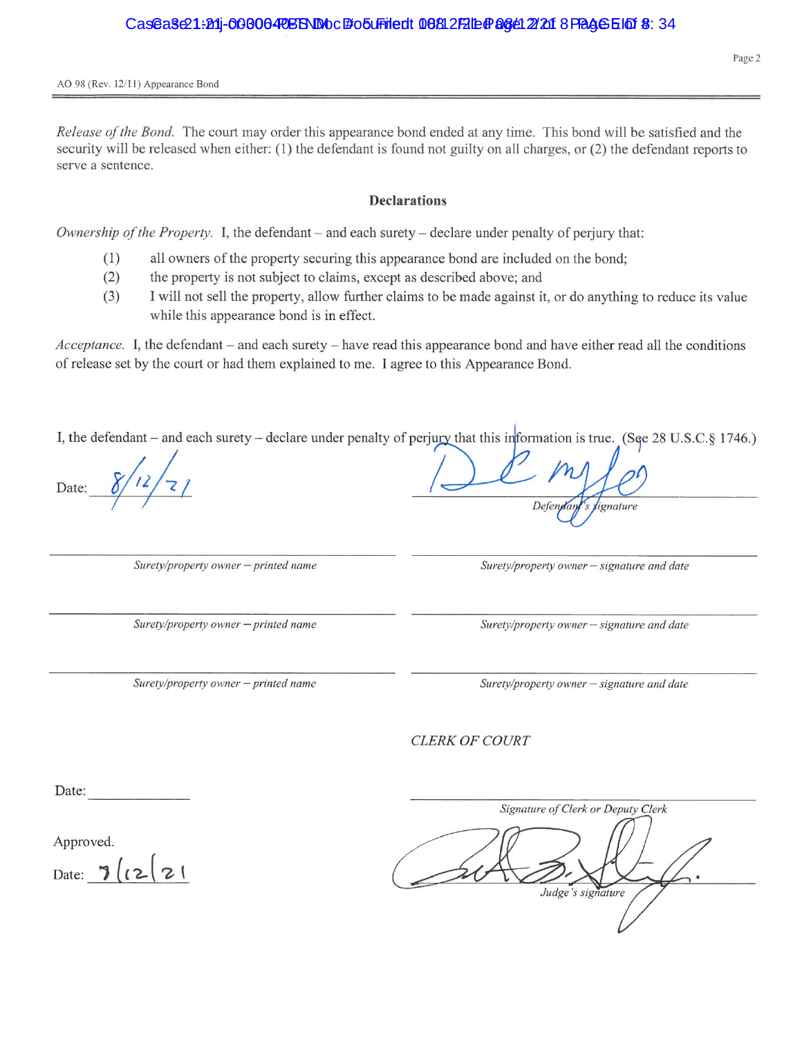AO 98 (Rev. 12/11) Appearance Bond

*Release of the Bond.* The court may order this appearance bond ended at any time. This bond will be satisfied and the security will be released when either: (1) the defendant is found not guilty on all charges, or (2) the defendant reports to serve a sentence.

## Declarations

*Ownership of the Property.* I, the defendant – and each surety – declare under penalty of perjury that:

(1) all owners of the property securing this appearance bond are included on the bond;
(2) the property is not subject to claims, except as described above; and
(3) I will not sell the property, allow further claims to be made against it, or do anything to reduce its value while this appearance bond is in effect.

*Acceptance.* I, the defendant – and each surety – have read this appearance bond and have either read all the conditions of release set by the court or had them explained to me. I agree to this Appearance Bond.

I, the defendant – and each surety – declare under penalty of perjury that this information is true. (See 28 U.S.C.§ 1746.)

Date: 8/12/21

[signature]
*Defendant's signature*

_______________
*Surety/property owner – printed name*

_______________
*Surety/property owner – signature and date*

_______________
*Surety/property owner – printed name*

_______________
*Surety/property owner – signature and date*

_______________
*Surety/property owner – printed name*

_______________
*Surety/property owner – signature and date*

*CLERK OF COURT*

Date: _______________

_______________
*Signature of Clerk or Deputy Clerk*

Approved.

Date: 8/12/21

[signature]
*Judge's signature*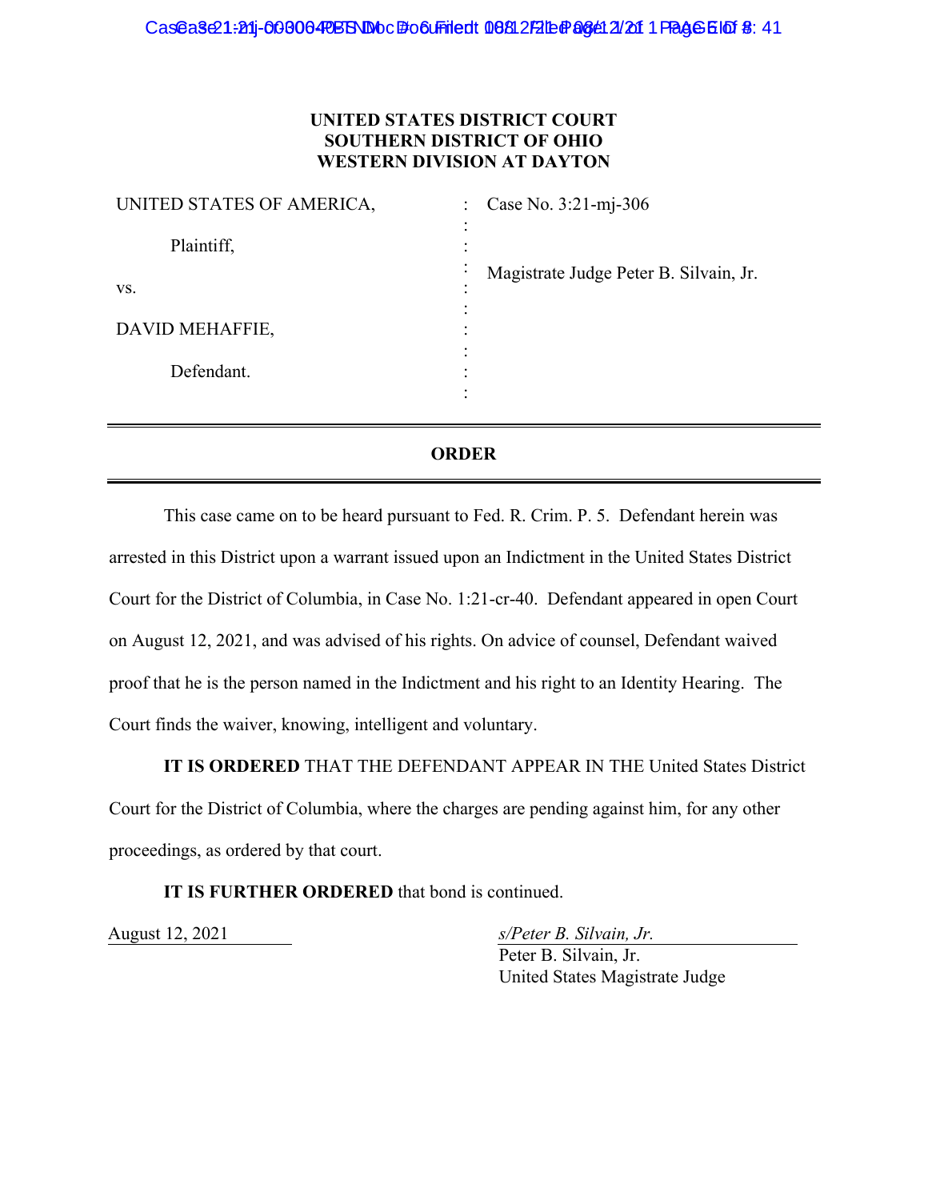**UNITED STATES DISTRICT COURT**
**SOUTHERN DISTRICT OF OHIO**
**WESTERN DIVISION AT DAYTON**

| | | |
|---|---|---|
| UNITED STATES OF AMERICA, | : | Case No. 3:21-mj-306 |
| Plaintiff, | : | |
| vs. | : | Magistrate Judge Peter B. Silvain, Jr. |
| DAVID MEHAFFIE, | : | |
| Defendant. | : | |

## ORDER

This case came on to be heard pursuant to Fed. R. Crim. P. 5. Defendant herein was arrested in this District upon a warrant issued upon an Indictment in the United States District Court for the District of Columbia, in Case No. 1:21-cr-40. Defendant appeared in open Court on August 12, 2021, and was advised of his rights. On advice of counsel, Defendant waived proof that he is the person named in the Indictment and his right to an Identity Hearing. The Court finds the waiver, knowing, intelligent and voluntary.

**IT IS ORDERED** THAT THE DEFENDANT APPEAR IN THE United States District Court for the District of Columbia, where the charges are pending against him, for any other proceedings, as ordered by that court.

**IT IS FURTHER ORDERED** that bond is continued.

August 12, 2021

*s/Peter B. Silvain, Jr.*
Peter B. Silvain, Jr.
United States Magistrate Judge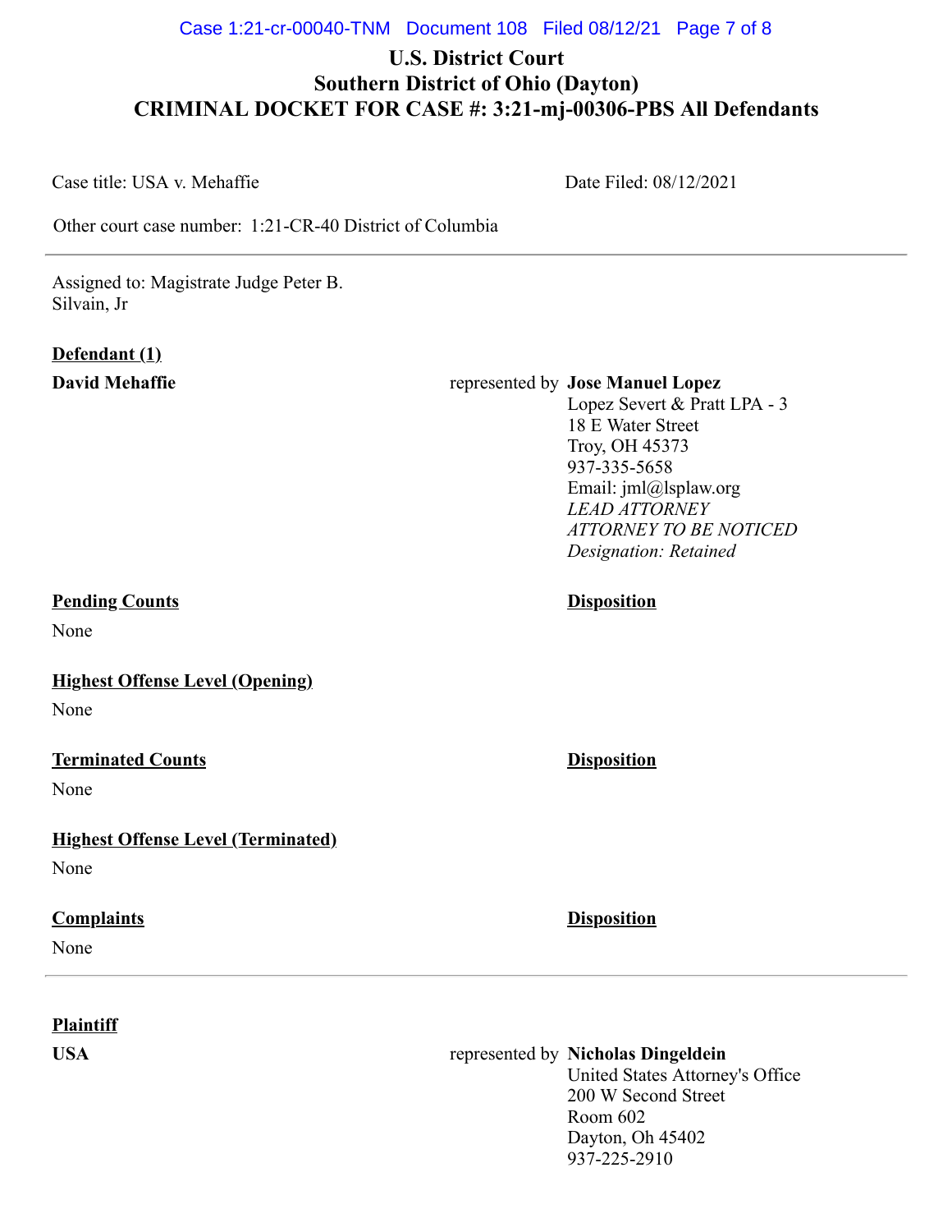# U.S. District Court
# Southern District of Ohio (Dayton)
# CRIMINAL DOCKET FOR CASE #: 3:21-mj-00306-PBS All Defendants

Case title: USA v. Mehaffie

Date Filed: 08/12/2021

Other court case number: 1:21-CR-40 District of Columbia

---

Assigned to: Magistrate Judge Peter B. Silvain, Jr

**Defendant (1)**

**David Mehaffie** represented by **Jose Manuel Lopez**
Lopez Severt & Pratt LPA - 3
18 E Water Street
Troy, OH 45373
937-335-5658
Email: jml@lsplaw.org
*LEAD ATTORNEY*
*ATTORNEY TO BE NOTICED*
*Designation: Retained*

| **Pending Counts** | **Disposition** |
|---|---|
| None | |

**Highest Offense Level (Opening)**

None

| **Terminated Counts** | **Disposition** |
|---|---|
| None | |

**Highest Offense Level (Terminated)**

None

| **Complaints** | **Disposition** |
|---|---|
| None | |

---

**Plaintiff**

**USA** represented by **Nicholas Dingeldein**
United States Attorney's Office
200 W Second Street
Room 602
Dayton, Oh 45402
937-225-2910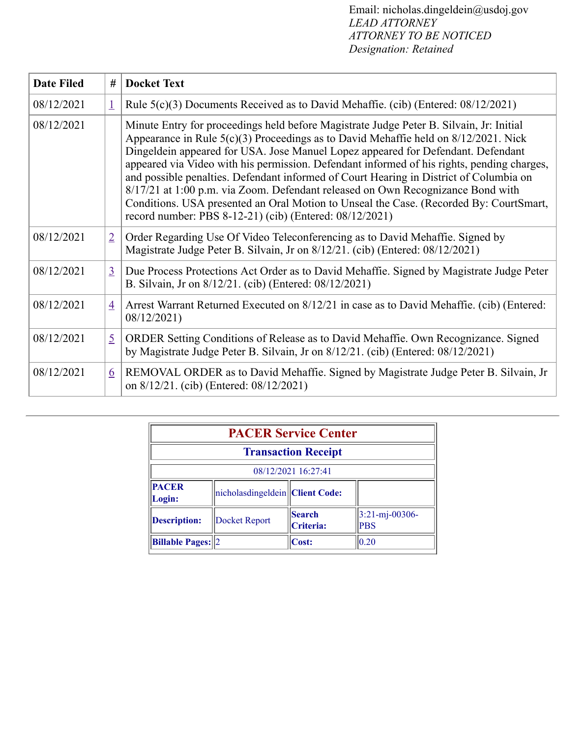Email: nicholas.dingeldein@usdoj.gov
*LEAD ATTORNEY*
*ATTORNEY TO BE NOTICED*
*Designation: Retained*

| Date Filed | # | Docket Text |
|---|---|---|
| 08/12/2021 | 1 | Rule 5(c)(3) Documents Received as to David Mehaffie. (cib) (Entered: 08/12/2021) |
| 08/12/2021 | | Minute Entry for proceedings held before Magistrate Judge Peter B. Silvain, Jr: Initial Appearance in Rule 5(c)(3) Proceedings as to David Mehaffie held on 8/12/2021. Nick Dingeldein appeared for USA. Jose Manuel Lopez appeared for Defendant. Defendant appeared via Video with his permission. Defendant informed of his rights, pending charges, and possible penalties. Defendant informed of Court Hearing in District of Columbia on 8/17/21 at 1:00 p.m. via Zoom. Defendant released on Own Recognizance Bond with Conditions. USA presented an Oral Motion to Unseal the Case. (Recorded By: CourtSmart, record number: PBS 8-12-21) (cib) (Entered: 08/12/2021) |
| 08/12/2021 | 2 | Order Regarding Use Of Video Teleconferencing as to David Mehaffie. Signed by Magistrate Judge Peter B. Silvain, Jr on 8/12/21. (cib) (Entered: 08/12/2021) |
| 08/12/2021 | 3 | Due Process Protections Act Order as to David Mehaffie. Signed by Magistrate Judge Peter B. Silvain, Jr on 8/12/21. (cib) (Entered: 08/12/2021) |
| 08/12/2021 | 4 | Arrest Warrant Returned Executed on 8/12/21 in case as to David Mehaffie. (cib) (Entered: 08/12/2021) |
| 08/12/2021 | 5 | ORDER Setting Conditions of Release as to David Mehaffie. Own Recognizance. Signed by Magistrate Judge Peter B. Silvain, Jr on 8/12/21. (cib) (Entered: 08/12/2021) |
| 08/12/2021 | 6 | REMOVAL ORDER as to David Mehaffie. Signed by Magistrate Judge Peter B. Silvain, Jr on 8/12/21. (cib) (Entered: 08/12/2021) |

| PACER Service Center | | | |
|---|---|---|---|
| Transaction Receipt | | | |
| 08/12/2021 16:27:41 | | | |
| **PACER Login:** | nicholasdingeldein | **Client Code:** | |
| **Description:** | Docket Report | **Search Criteria:** | 3:21-mj-00306-PBS |
| **Billable Pages:** | 2 | **Cost:** | 0.20 |